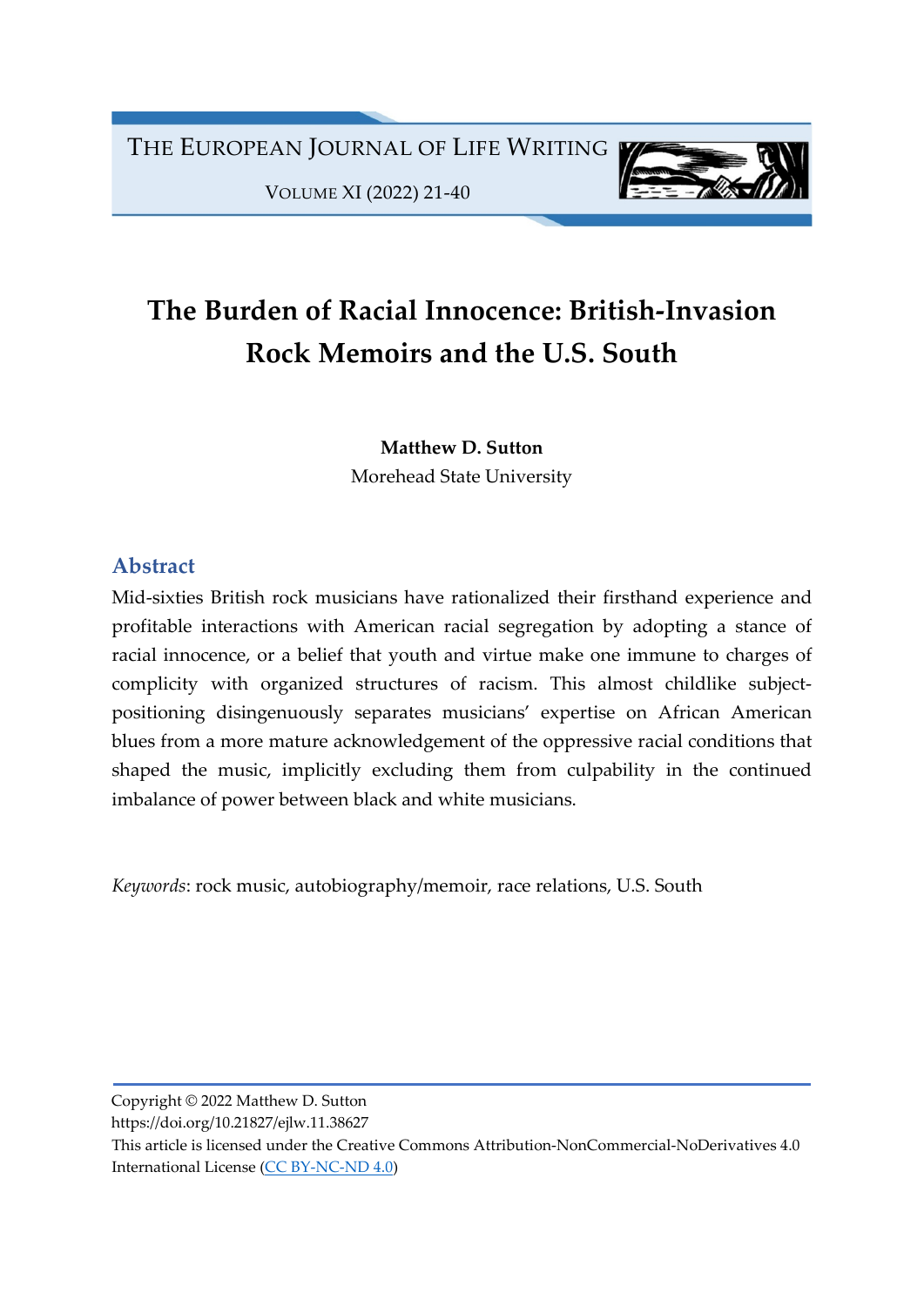# The Burden of Racial Innocence: British-Invasion Rock Memoirs and the U.S. South

**Matthew D. Sutton**
Morehead State University

## Abstract

Mid-sixties British rock musicians have rationalized their firsthand experience and profitable interactions with American racial segregation by adopting a stance of racial innocence, or a belief that youth and virtue make one immune to charges of complicity with organized structures of racism. This almost childlike subject-positioning disingenuously separates musicians' expertise on African American blues from a more mature acknowledgement of the oppressive racial conditions that shaped the music, implicitly excluding them from culpability in the continued imbalance of power between black and white musicians.

*Keywords*: rock music, autobiography/memoir, race relations, U.S. South

Copyright © 2022 Matthew D. Sutton
https://doi.org/10.21827/ejlw.11.38627
This article is licensed under the Creative Commons Attribution-NonCommercial-NoDerivatives 4.0 International License (CC BY-NC-ND 4.0)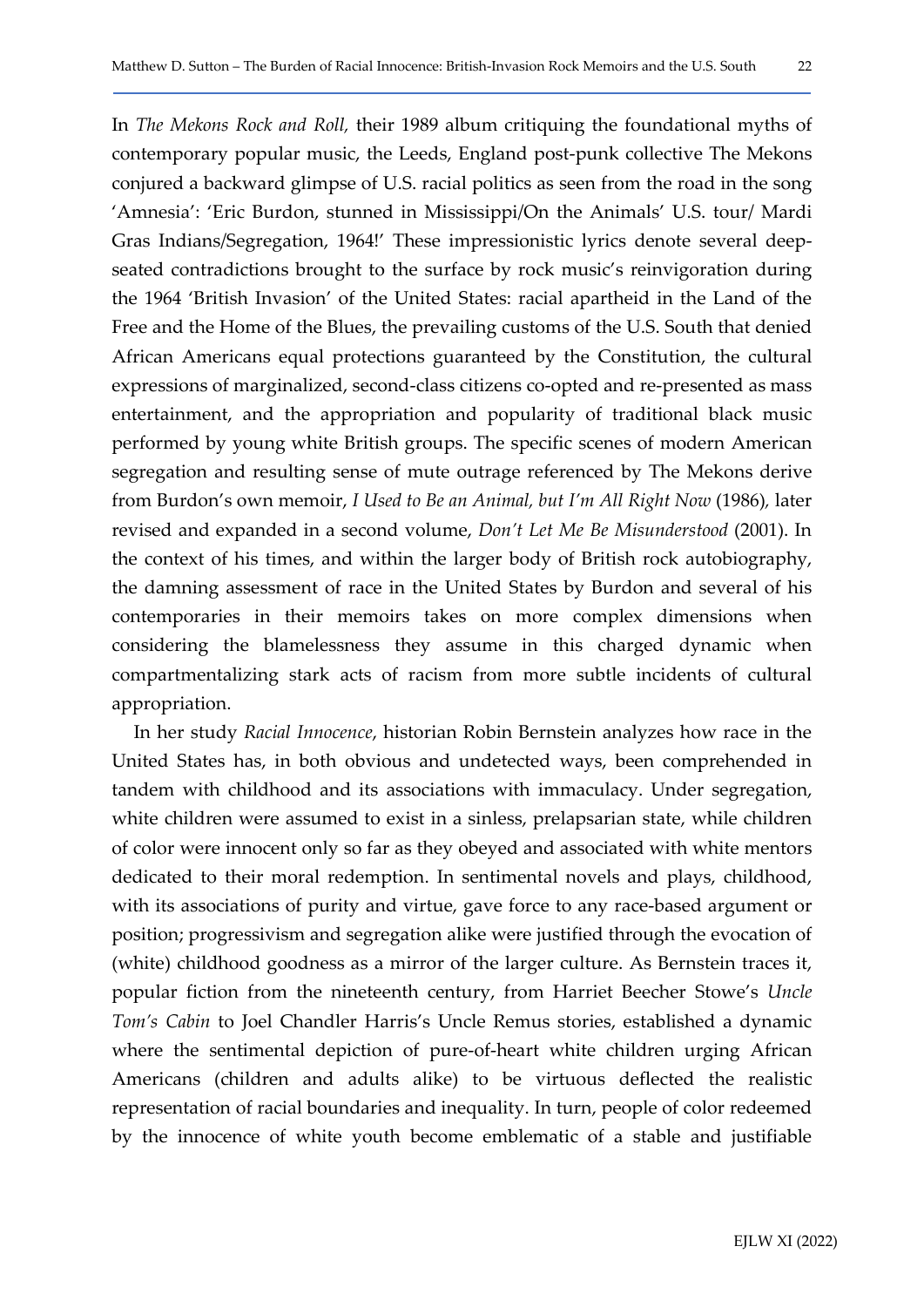In *The Mekons Rock and Roll,* their 1989 album critiquing the foundational myths of contemporary popular music, the Leeds, England post-punk collective The Mekons conjured a backward glimpse of U.S. racial politics as seen from the road in the song 'Amnesia': 'Eric Burdon, stunned in Mississippi/On the Animals' U.S. tour/ Mardi Gras Indians/Segregation, 1964!' These impressionistic lyrics denote several deep-seated contradictions brought to the surface by rock music's reinvigoration during the 1964 'British Invasion' of the United States: racial apartheid in the Land of the Free and the Home of the Blues, the prevailing customs of the U.S. South that denied African Americans equal protections guaranteed by the Constitution, the cultural expressions of marginalized, second-class citizens co-opted and re-presented as mass entertainment, and the appropriation and popularity of traditional black music performed by young white British groups. The specific scenes of modern American segregation and resulting sense of mute outrage referenced by The Mekons derive from Burdon's own memoir, *I Used to Be an Animal, but I'm All Right Now* (1986), later revised and expanded in a second volume, *Don't Let Me Be Misunderstood* (2001). In the context of his times, and within the larger body of British rock autobiography, the damning assessment of race in the United States by Burdon and several of his contemporaries in their memoirs takes on more complex dimensions when considering the blamelessness they assume in this charged dynamic when compartmentalizing stark acts of racism from more subtle incidents of cultural appropriation.

In her study *Racial Innocence*, historian Robin Bernstein analyzes how race in the United States has, in both obvious and undetected ways, been comprehended in tandem with childhood and its associations with immaculacy. Under segregation, white children were assumed to exist in a sinless, prelapsarian state, while children of color were innocent only so far as they obeyed and associated with white mentors dedicated to their moral redemption. In sentimental novels and plays, childhood, with its associations of purity and virtue, gave force to any race-based argument or position; progressivism and segregation alike were justified through the evocation of (white) childhood goodness as a mirror of the larger culture. As Bernstein traces it, popular fiction from the nineteenth century, from Harriet Beecher Stowe's *Uncle Tom's Cabin* to Joel Chandler Harris's Uncle Remus stories, established a dynamic where the sentimental depiction of pure-of-heart white children urging African Americans (children and adults alike) to be virtuous deflected the realistic representation of racial boundaries and inequality. In turn, people of color redeemed by the innocence of white youth become emblematic of a stable and justifiable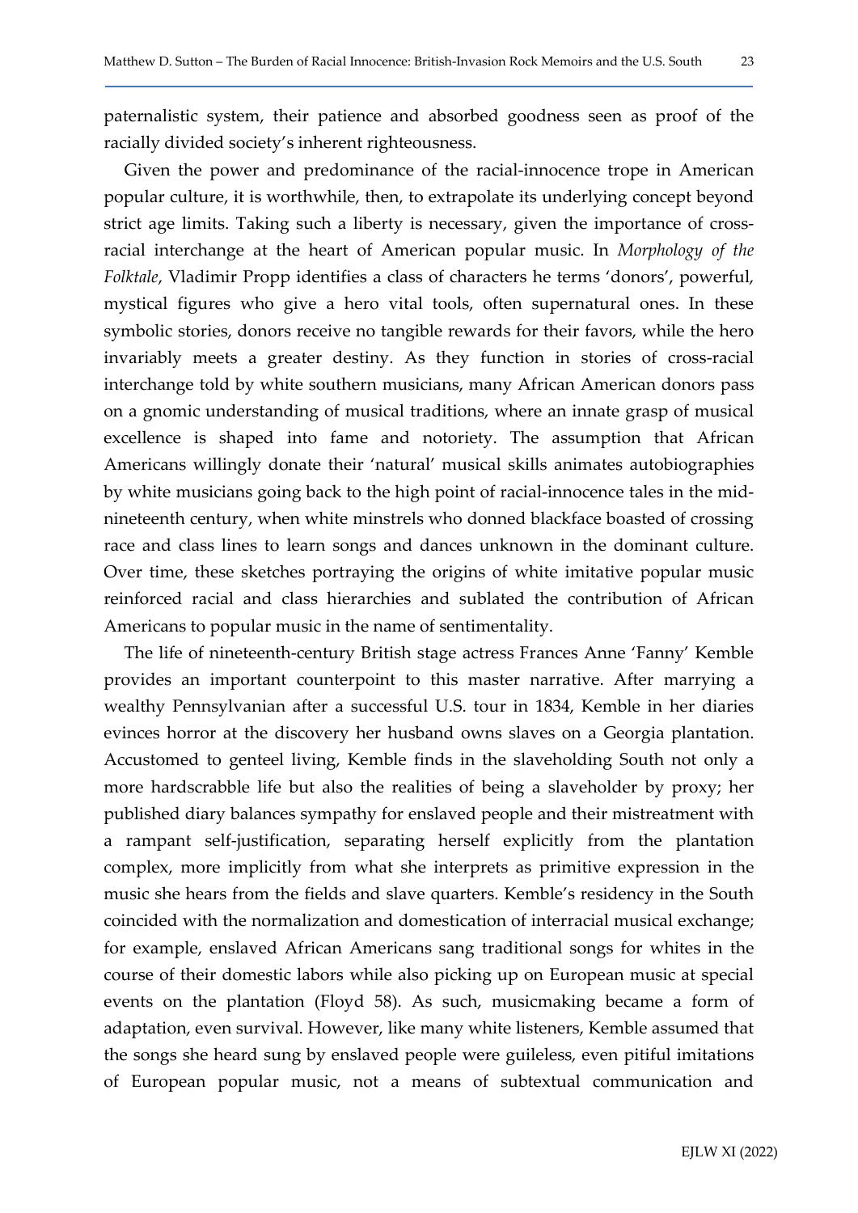paternalistic system, their patience and absorbed goodness seen as proof of the racially divided society's inherent righteousness.

Given the power and predominance of the racial-innocence trope in American popular culture, it is worthwhile, then, to extrapolate its underlying concept beyond strict age limits. Taking such a liberty is necessary, given the importance of cross-racial interchange at the heart of American popular music. In *Morphology of the Folktale*, Vladimir Propp identifies a class of characters he terms 'donors', powerful, mystical figures who give a hero vital tools, often supernatural ones. In these symbolic stories, donors receive no tangible rewards for their favors, while the hero invariably meets a greater destiny. As they function in stories of cross-racial interchange told by white southern musicians, many African American donors pass on a gnomic understanding of musical traditions, where an innate grasp of musical excellence is shaped into fame and notoriety. The assumption that African Americans willingly donate their 'natural' musical skills animates autobiographies by white musicians going back to the high point of racial-innocence tales in the mid-nineteenth century, when white minstrels who donned blackface boasted of crossing race and class lines to learn songs and dances unknown in the dominant culture. Over time, these sketches portraying the origins of white imitative popular music reinforced racial and class hierarchies and sublated the contribution of African Americans to popular music in the name of sentimentality.

The life of nineteenth-century British stage actress Frances Anne 'Fanny' Kemble provides an important counterpoint to this master narrative. After marrying a wealthy Pennsylvanian after a successful U.S. tour in 1834, Kemble in her diaries evinces horror at the discovery her husband owns slaves on a Georgia plantation. Accustomed to genteel living, Kemble finds in the slaveholding South not only a more hardscrabble life but also the realities of being a slaveholder by proxy; her published diary balances sympathy for enslaved people and their mistreatment with a rampant self-justification, separating herself explicitly from the plantation complex, more implicitly from what she interprets as primitive expression in the music she hears from the fields and slave quarters. Kemble's residency in the South coincided with the normalization and domestication of interracial musical exchange; for example, enslaved African Americans sang traditional songs for whites in the course of their domestic labors while also picking up on European music at special events on the plantation (Floyd 58). As such, musicmaking became a form of adaptation, even survival. However, like many white listeners, Kemble assumed that the songs she heard sung by enslaved people were guileless, even pitiful imitations of European popular music, not a means of subtextual communication and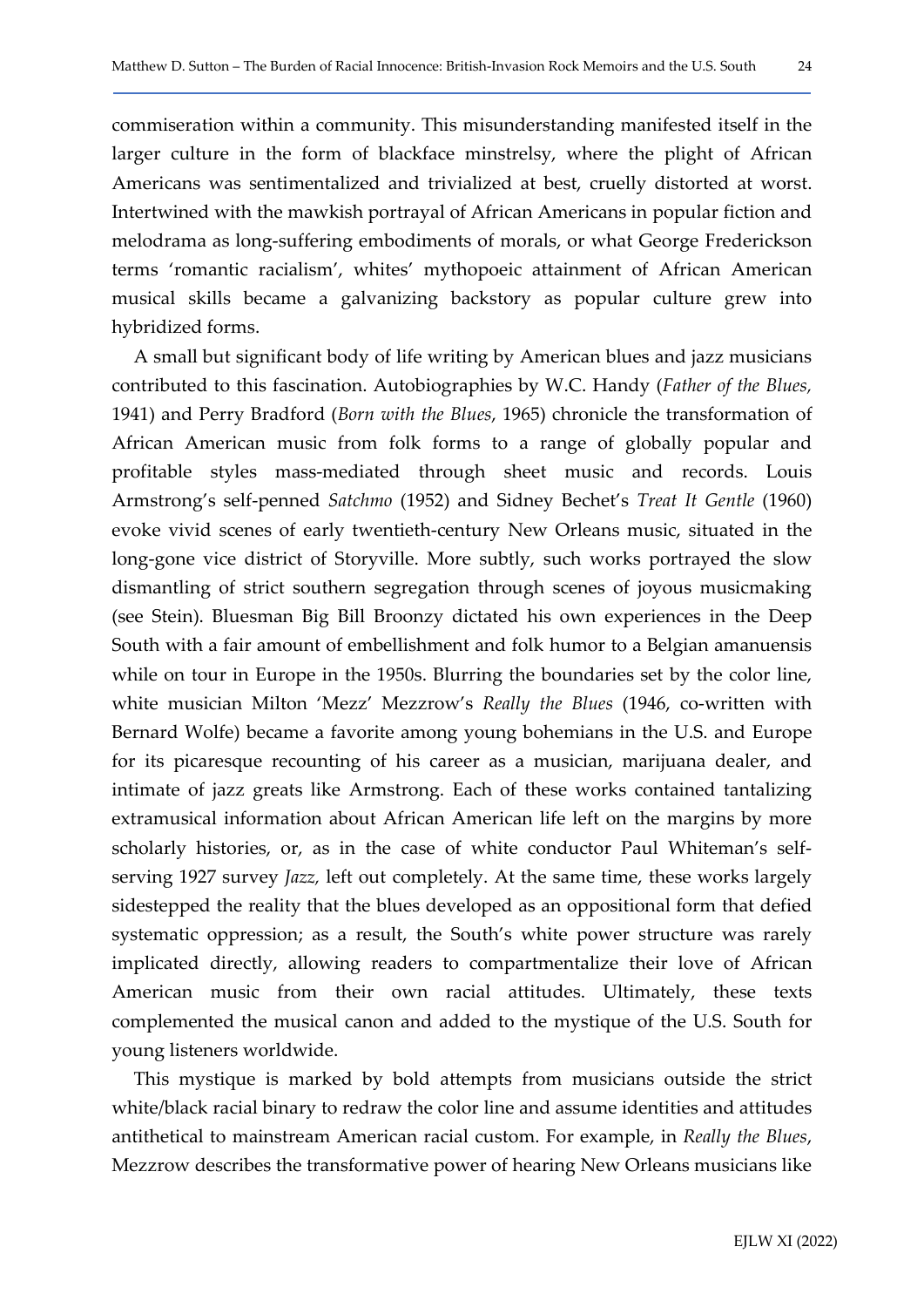commiseration within a community. This misunderstanding manifested itself in the larger culture in the form of blackface minstrelsy, where the plight of African Americans was sentimentalized and trivialized at best, cruelly distorted at worst. Intertwined with the mawkish portrayal of African Americans in popular fiction and melodrama as long-suffering embodiments of morals, or what George Frederickson terms 'romantic racialism', whites' mythopoeic attainment of African American musical skills became a galvanizing backstory as popular culture grew into hybridized forms.

A small but significant body of life writing by American blues and jazz musicians contributed to this fascination. Autobiographies by W.C. Handy (*Father of the Blues,* 1941) and Perry Bradford (*Born with the Blues*, 1965) chronicle the transformation of African American music from folk forms to a range of globally popular and profitable styles mass-mediated through sheet music and records. Louis Armstrong's self-penned *Satchmo* (1952) and Sidney Bechet's *Treat It Gentle* (1960) evoke vivid scenes of early twentieth-century New Orleans music, situated in the long-gone vice district of Storyville. More subtly, such works portrayed the slow dismantling of strict southern segregation through scenes of joyous musicmaking (see Stein). Bluesman Big Bill Broonzy dictated his own experiences in the Deep South with a fair amount of embellishment and folk humor to a Belgian amanuensis while on tour in Europe in the 1950s. Blurring the boundaries set by the color line, white musician Milton 'Mezz' Mezzrow's *Really the Blues* (1946, co-written with Bernard Wolfe) became a favorite among young bohemians in the U.S. and Europe for its picaresque recounting of his career as a musician, marijuana dealer, and intimate of jazz greats like Armstrong. Each of these works contained tantalizing extramusical information about African American life left on the margins by more scholarly histories, or, as in the case of white conductor Paul Whiteman's self-serving 1927 survey *Jazz,* left out completely. At the same time, these works largely sidestepped the reality that the blues developed as an oppositional form that defied systematic oppression; as a result, the South's white power structure was rarely implicated directly, allowing readers to compartmentalize their love of African American music from their own racial attitudes. Ultimately, these texts complemented the musical canon and added to the mystique of the U.S. South for young listeners worldwide.

This mystique is marked by bold attempts from musicians outside the strict white/black racial binary to redraw the color line and assume identities and attitudes antithetical to mainstream American racial custom. For example, in *Really the Blues*, Mezzrow describes the transformative power of hearing New Orleans musicians like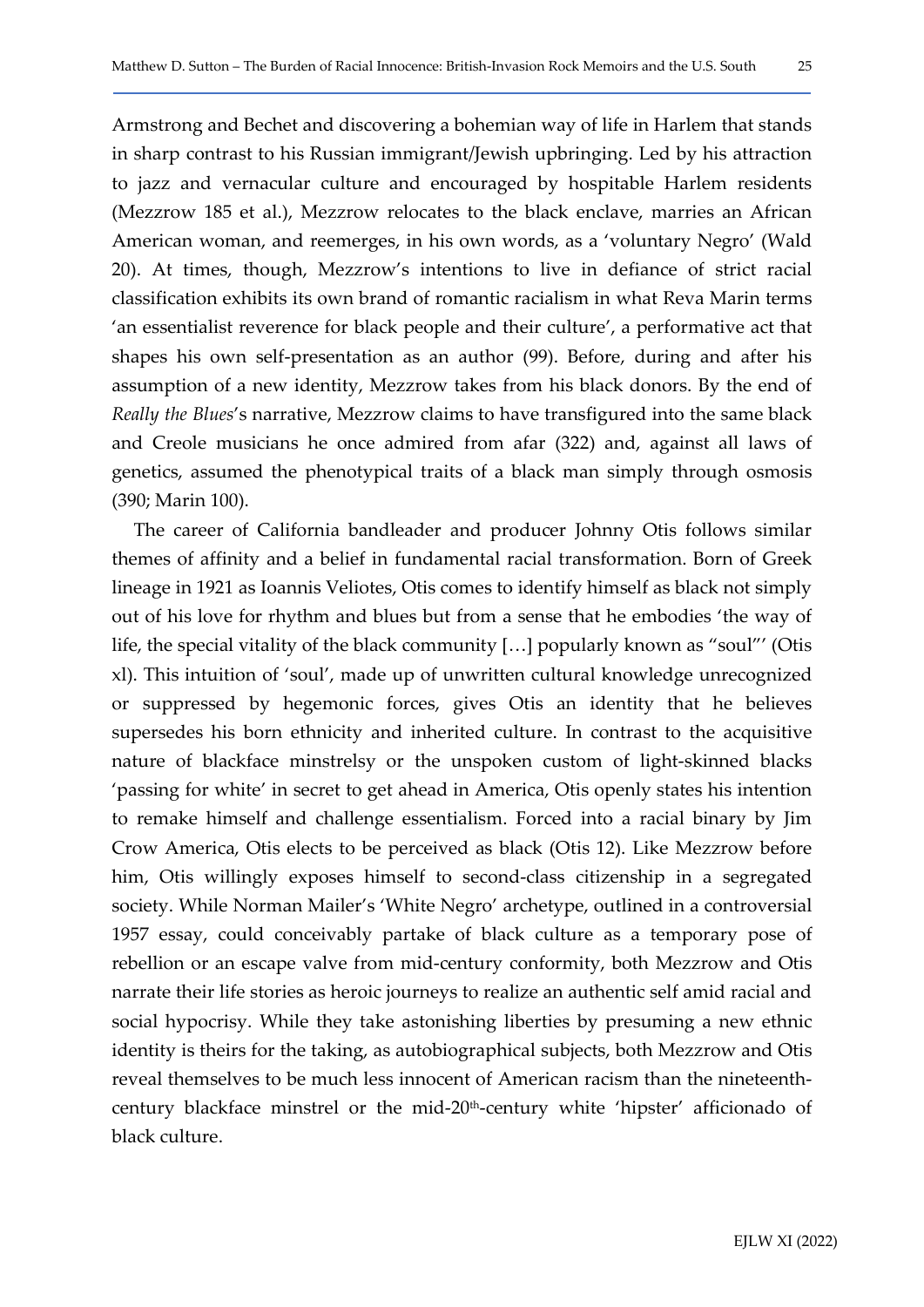Armstrong and Bechet and discovering a bohemian way of life in Harlem that stands in sharp contrast to his Russian immigrant/Jewish upbringing. Led by his attraction to jazz and vernacular culture and encouraged by hospitable Harlem residents (Mezzrow 185 et al.), Mezzrow relocates to the black enclave, marries an African American woman, and reemerges, in his own words, as a 'voluntary Negro' (Wald 20). At times, though, Mezzrow's intentions to live in defiance of strict racial classification exhibits its own brand of romantic racialism in what Reva Marin terms 'an essentialist reverence for black people and their culture', a performative act that shapes his own self-presentation as an author (99). Before, during and after his assumption of a new identity, Mezzrow takes from his black donors. By the end of *Really the Blues*'s narrative, Mezzrow claims to have transfigured into the same black and Creole musicians he once admired from afar (322) and, against all laws of genetics, assumed the phenotypical traits of a black man simply through osmosis (390; Marin 100).

The career of California bandleader and producer Johnny Otis follows similar themes of affinity and a belief in fundamental racial transformation. Born of Greek lineage in 1921 as Ioannis Veliotes, Otis comes to identify himself as black not simply out of his love for rhythm and blues but from a sense that he embodies 'the way of life, the special vitality of the black community […] popularly known as "soul"' (Otis xl). This intuition of 'soul', made up of unwritten cultural knowledge unrecognized or suppressed by hegemonic forces, gives Otis an identity that he believes supersedes his born ethnicity and inherited culture. In contrast to the acquisitive nature of blackface minstrelsy or the unspoken custom of light-skinned blacks 'passing for white' in secret to get ahead in America, Otis openly states his intention to remake himself and challenge essentialism. Forced into a racial binary by Jim Crow America, Otis elects to be perceived as black (Otis 12). Like Mezzrow before him, Otis willingly exposes himself to second-class citizenship in a segregated society. While Norman Mailer's 'White Negro' archetype, outlined in a controversial 1957 essay, could conceivably partake of black culture as a temporary pose of rebellion or an escape valve from mid-century conformity, both Mezzrow and Otis narrate their life stories as heroic journeys to realize an authentic self amid racial and social hypocrisy. While they take astonishing liberties by presuming a new ethnic identity is theirs for the taking, as autobiographical subjects, both Mezzrow and Otis reveal themselves to be much less innocent of American racism than the nineteenth-century blackface minstrel or the mid-20th-century white 'hipster' afficionado of black culture.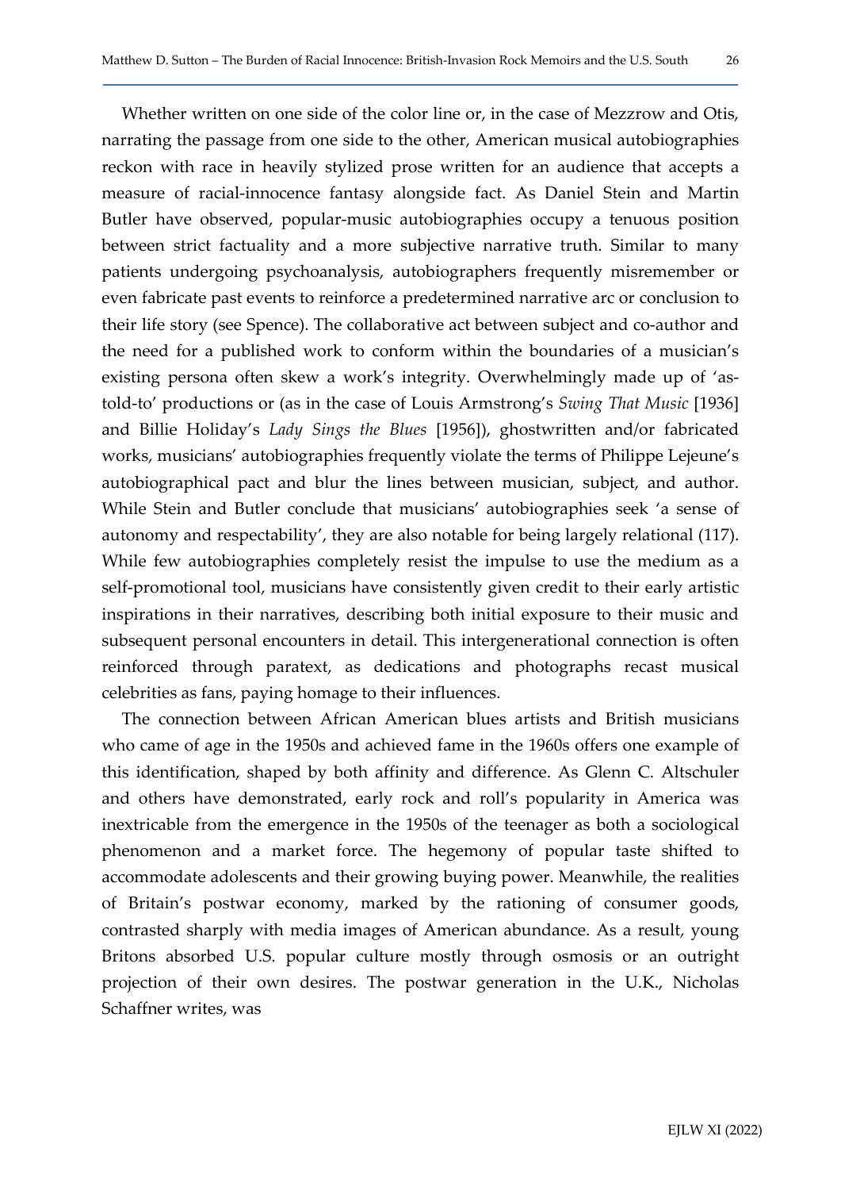Whether written on one side of the color line or, in the case of Mezzrow and Otis, narrating the passage from one side to the other, American musical autobiographies reckon with race in heavily stylized prose written for an audience that accepts a measure of racial-innocence fantasy alongside fact. As Daniel Stein and Martin Butler have observed, popular-music autobiographies occupy a tenuous position between strict factuality and a more subjective narrative truth. Similar to many patients undergoing psychoanalysis, autobiographers frequently misremember or even fabricate past events to reinforce a predetermined narrative arc or conclusion to their life story (see Spence). The collaborative act between subject and co-author and the need for a published work to conform within the boundaries of a musician's existing persona often skew a work's integrity. Overwhelmingly made up of 'as-told-to' productions or (as in the case of Louis Armstrong's *Swing That Music* [1936] and Billie Holiday's *Lady Sings the Blues* [1956]), ghostwritten and/or fabricated works, musicians' autobiographies frequently violate the terms of Philippe Lejeune's autobiographical pact and blur the lines between musician, subject, and author. While Stein and Butler conclude that musicians' autobiographies seek 'a sense of autonomy and respectability', they are also notable for being largely relational (117). While few autobiographies completely resist the impulse to use the medium as a self-promotional tool, musicians have consistently given credit to their early artistic inspirations in their narratives, describing both initial exposure to their music and subsequent personal encounters in detail. This intergenerational connection is often reinforced through paratext, as dedications and photographs recast musical celebrities as fans, paying homage to their influences.

The connection between African American blues artists and British musicians who came of age in the 1950s and achieved fame in the 1960s offers one example of this identification, shaped by both affinity and difference. As Glenn C. Altschuler and others have demonstrated, early rock and roll's popularity in America was inextricable from the emergence in the 1950s of the teenager as both a sociological phenomenon and a market force. The hegemony of popular taste shifted to accommodate adolescents and their growing buying power. Meanwhile, the realities of Britain's postwar economy, marked by the rationing of consumer goods, contrasted sharply with media images of American abundance. As a result, young Britons absorbed U.S. popular culture mostly through osmosis or an outright projection of their own desires. The postwar generation in the U.K., Nicholas Schaffner writes, was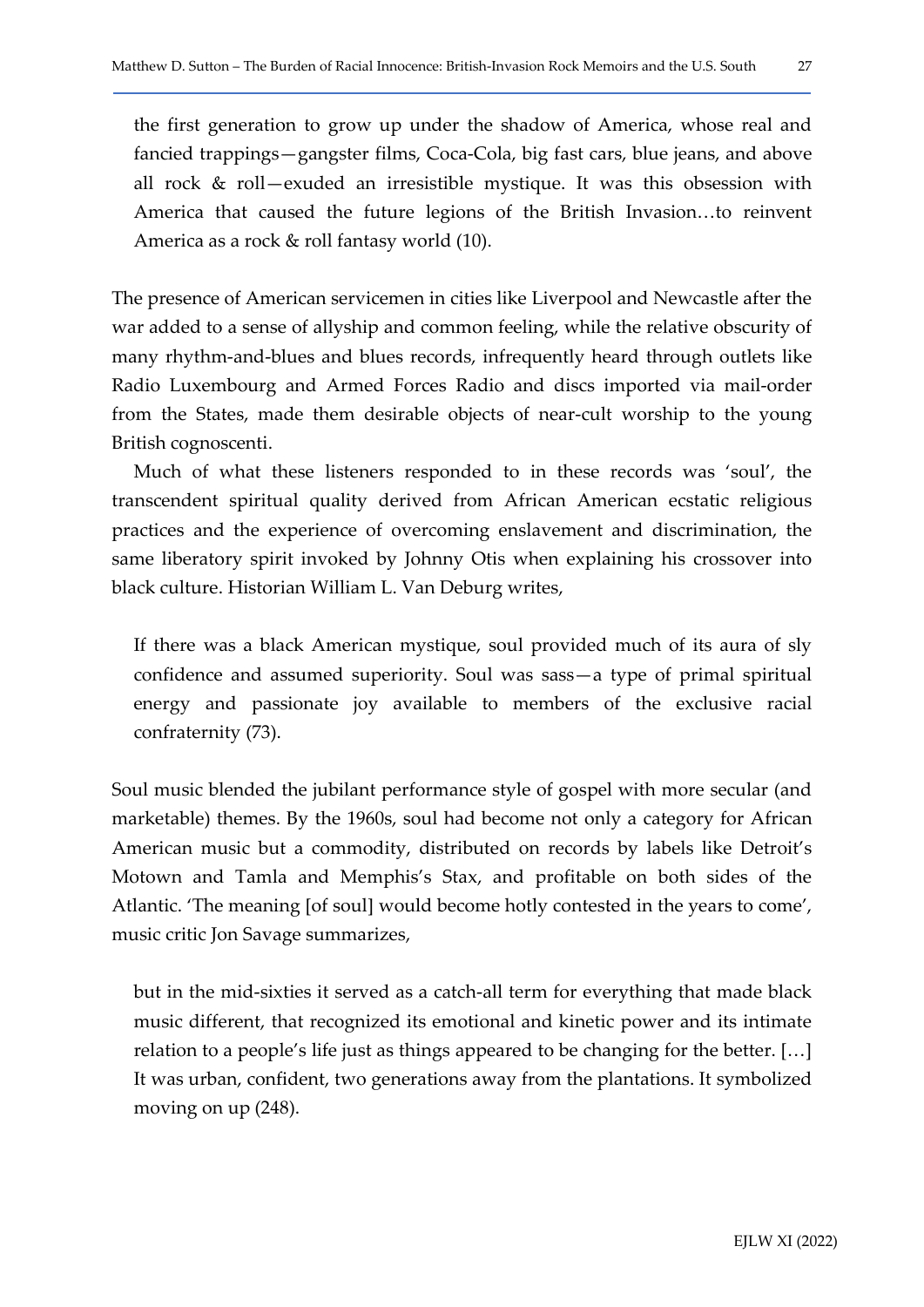> the first generation to grow up under the shadow of America, whose real and fancied trappings—gangster films, Coca-Cola, big fast cars, blue jeans, and above all rock & roll—exuded an irresistible mystique. It was this obsession with America that caused the future legions of the British Invasion…to reinvent America as a rock & roll fantasy world (10).

The presence of American servicemen in cities like Liverpool and Newcastle after the war added to a sense of allyship and common feeling, while the relative obscurity of many rhythm-and-blues and blues records, infrequently heard through outlets like Radio Luxembourg and Armed Forces Radio and discs imported via mail-order from the States, made them desirable objects of near-cult worship to the young British cognoscenti.

Much of what these listeners responded to in these records was 'soul', the transcendent spiritual quality derived from African American ecstatic religious practices and the experience of overcoming enslavement and discrimination, the same liberatory spirit invoked by Johnny Otis when explaining his crossover into black culture. Historian William L. Van Deburg writes,

> If there was a black American mystique, soul provided much of its aura of sly confidence and assumed superiority. Soul was sass—a type of primal spiritual energy and passionate joy available to members of the exclusive racial confraternity (73).

Soul music blended the jubilant performance style of gospel with more secular (and marketable) themes. By the 1960s, soul had become not only a category for African American music but a commodity, distributed on records by labels like Detroit's Motown and Tamla and Memphis's Stax, and profitable on both sides of the Atlantic. 'The meaning [of soul] would become hotly contested in the years to come', music critic Jon Savage summarizes,

> but in the mid-sixties it served as a catch-all term for everything that made black music different, that recognized its emotional and kinetic power and its intimate relation to a people's life just as things appeared to be changing for the better. […] It was urban, confident, two generations away from the plantations. It symbolized moving on up (248).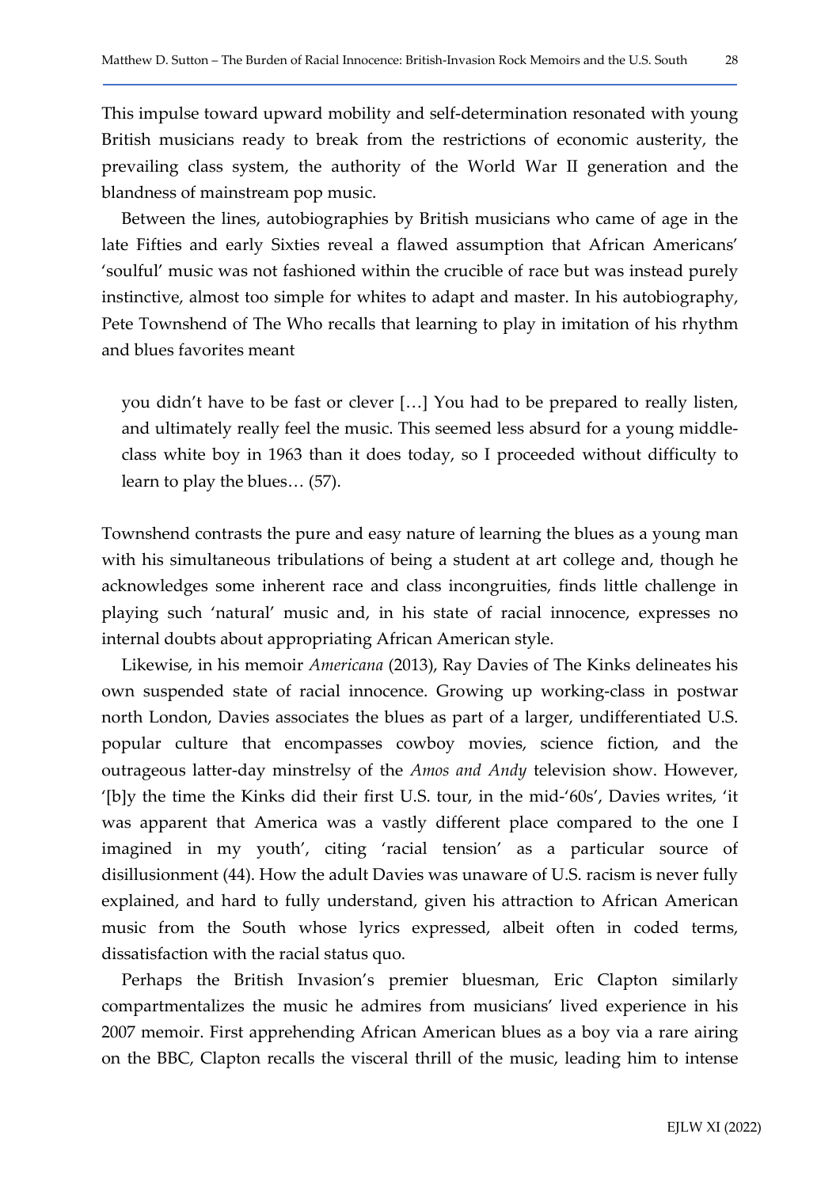This impulse toward upward mobility and self-determination resonated with young British musicians ready to break from the restrictions of economic austerity, the prevailing class system, the authority of the World War II generation and the blandness of mainstream pop music.

Between the lines, autobiographies by British musicians who came of age in the late Fifties and early Sixties reveal a flawed assumption that African Americans' 'soulful' music was not fashioned within the crucible of race but was instead purely instinctive, almost too simple for whites to adapt and master. In his autobiography, Pete Townshend of The Who recalls that learning to play in imitation of his rhythm and blues favorites meant

> you didn't have to be fast or clever […] You had to be prepared to really listen, and ultimately really feel the music. This seemed less absurd for a young middle-class white boy in 1963 than it does today, so I proceeded without difficulty to learn to play the blues… (57).

Townshend contrasts the pure and easy nature of learning the blues as a young man with his simultaneous tribulations of being a student at art college and, though he acknowledges some inherent race and class incongruities, finds little challenge in playing such 'natural' music and, in his state of racial innocence, expresses no internal doubts about appropriating African American style.

Likewise, in his memoir *Americana* (2013), Ray Davies of The Kinks delineates his own suspended state of racial innocence. Growing up working-class in postwar north London, Davies associates the blues as part of a larger, undifferentiated U.S. popular culture that encompasses cowboy movies, science fiction, and the outrageous latter-day minstrelsy of the *Amos and Andy* television show. However, '[b]y the time the Kinks did their first U.S. tour, in the mid-'60s', Davies writes, 'it was apparent that America was a vastly different place compared to the one I imagined in my youth', citing 'racial tension' as a particular source of disillusionment (44). How the adult Davies was unaware of U.S. racism is never fully explained, and hard to fully understand, given his attraction to African American music from the South whose lyrics expressed, albeit often in coded terms, dissatisfaction with the racial status quo.

Perhaps the British Invasion's premier bluesman, Eric Clapton similarly compartmentalizes the music he admires from musicians' lived experience in his 2007 memoir. First apprehending African American blues as a boy via a rare airing on the BBC, Clapton recalls the visceral thrill of the music, leading him to intense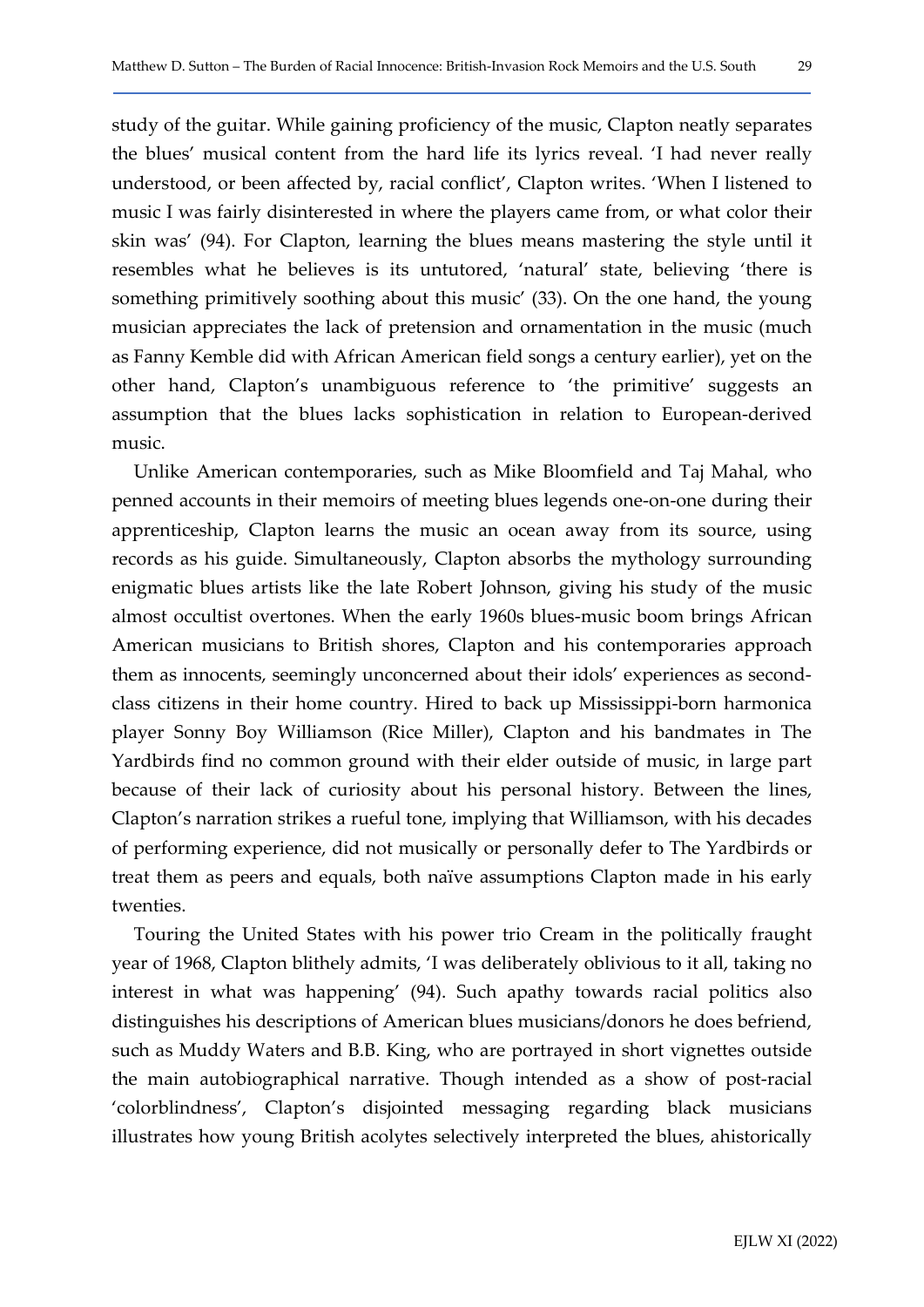study of the guitar. While gaining proficiency of the music, Clapton neatly separates the blues' musical content from the hard life its lyrics reveal. 'I had never really understood, or been affected by, racial conflict', Clapton writes. 'When I listened to music I was fairly disinterested in where the players came from, or what color their skin was' (94). For Clapton, learning the blues means mastering the style until it resembles what he believes is its untutored, 'natural' state, believing 'there is something primitively soothing about this music' (33). On the one hand, the young musician appreciates the lack of pretension and ornamentation in the music (much as Fanny Kemble did with African American field songs a century earlier), yet on the other hand, Clapton's unambiguous reference to 'the primitive' suggests an assumption that the blues lacks sophistication in relation to European-derived music.

Unlike American contemporaries, such as Mike Bloomfield and Taj Mahal, who penned accounts in their memoirs of meeting blues legends one-on-one during their apprenticeship, Clapton learns the music an ocean away from its source, using records as his guide. Simultaneously, Clapton absorbs the mythology surrounding enigmatic blues artists like the late Robert Johnson, giving his study of the music almost occultist overtones. When the early 1960s blues-music boom brings African American musicians to British shores, Clapton and his contemporaries approach them as innocents, seemingly unconcerned about their idols' experiences as second-class citizens in their home country. Hired to back up Mississippi-born harmonica player Sonny Boy Williamson (Rice Miller), Clapton and his bandmates in The Yardbirds find no common ground with their elder outside of music, in large part because of their lack of curiosity about his personal history. Between the lines, Clapton's narration strikes a rueful tone, implying that Williamson, with his decades of performing experience, did not musically or personally defer to The Yardbirds or treat them as peers and equals, both naïve assumptions Clapton made in his early twenties.

Touring the United States with his power trio Cream in the politically fraught year of 1968, Clapton blithely admits, 'I was deliberately oblivious to it all, taking no interest in what was happening' (94). Such apathy towards racial politics also distinguishes his descriptions of American blues musicians/donors he does befriend, such as Muddy Waters and B.B. King, who are portrayed in short vignettes outside the main autobiographical narrative. Though intended as a show of post-racial 'colorblindness', Clapton's disjointed messaging regarding black musicians illustrates how young British acolytes selectively interpreted the blues, ahistorically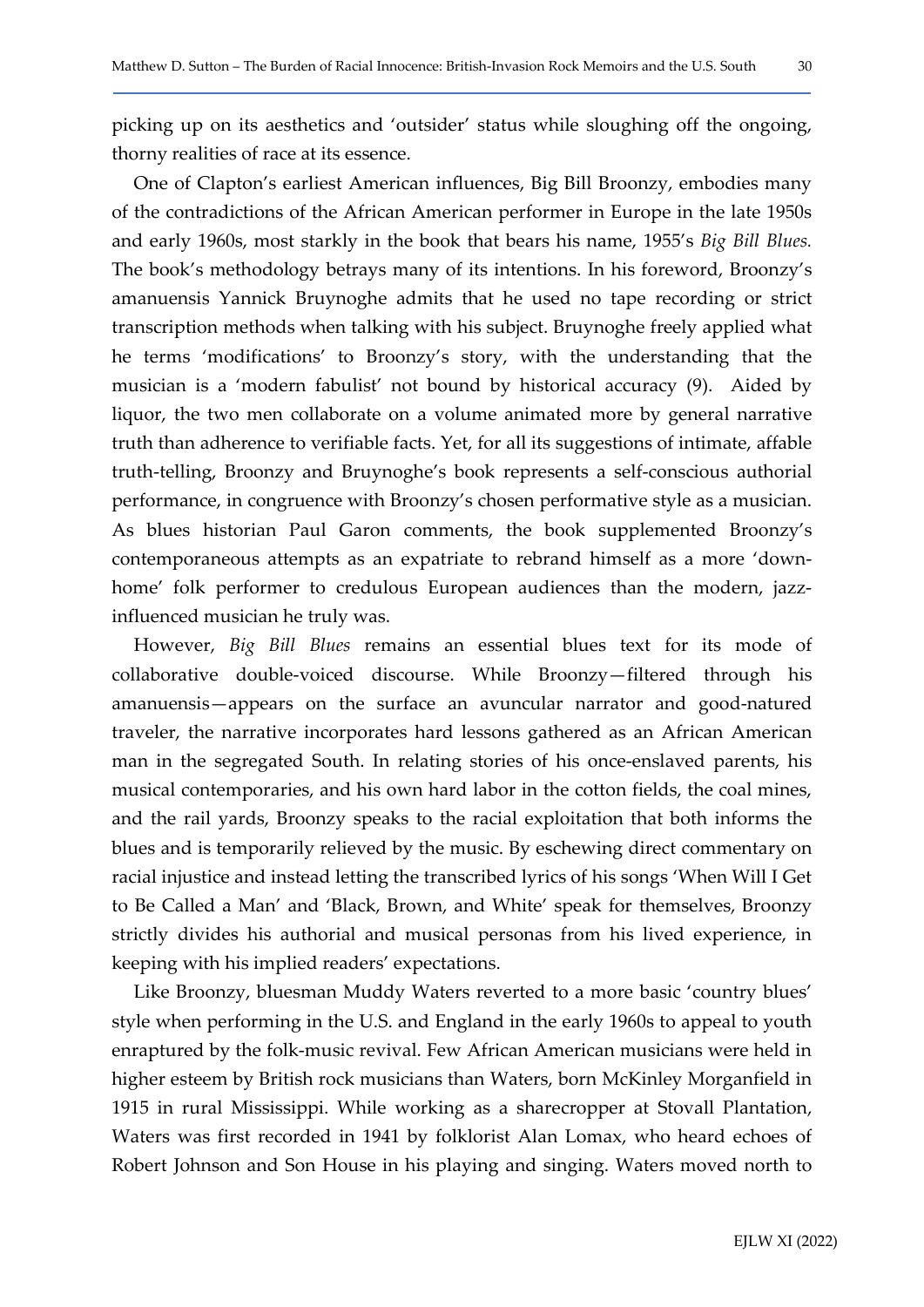picking up on its aesthetics and 'outsider' status while sloughing off the ongoing, thorny realities of race at its essence.

One of Clapton's earliest American influences, Big Bill Broonzy, embodies many of the contradictions of the African American performer in Europe in the late 1950s and early 1960s, most starkly in the book that bears his name, 1955's *Big Bill Blues.* The book's methodology betrays many of its intentions. In his foreword, Broonzy's amanuensis Yannick Bruynoghe admits that he used no tape recording or strict transcription methods when talking with his subject. Bruynoghe freely applied what he terms 'modifications' to Broonzy's story, with the understanding that the musician is a 'modern fabulist' not bound by historical accuracy (9). Aided by liquor, the two men collaborate on a volume animated more by general narrative truth than adherence to verifiable facts. Yet, for all its suggestions of intimate, affable truth-telling, Broonzy and Bruynoghe's book represents a self-conscious authorial performance, in congruence with Broonzy's chosen performative style as a musician. As blues historian Paul Garon comments, the book supplemented Broonzy's contemporaneous attempts as an expatriate to rebrand himself as a more 'down-home' folk performer to credulous European audiences than the modern, jazz-influenced musician he truly was.

However, *Big Bill Blues* remains an essential blues text for its mode of collaborative double-voiced discourse. While Broonzy—filtered through his amanuensis—appears on the surface an avuncular narrator and good-natured traveler, the narrative incorporates hard lessons gathered as an African American man in the segregated South. In relating stories of his once-enslaved parents, his musical contemporaries, and his own hard labor in the cotton fields, the coal mines, and the rail yards, Broonzy speaks to the racial exploitation that both informs the blues and is temporarily relieved by the music. By eschewing direct commentary on racial injustice and instead letting the transcribed lyrics of his songs 'When Will I Get to Be Called a Man' and 'Black, Brown, and White' speak for themselves, Broonzy strictly divides his authorial and musical personas from his lived experience, in keeping with his implied readers' expectations.

Like Broonzy, bluesman Muddy Waters reverted to a more basic 'country blues' style when performing in the U.S. and England in the early 1960s to appeal to youth enraptured by the folk-music revival. Few African American musicians were held in higher esteem by British rock musicians than Waters, born McKinley Morganfield in 1915 in rural Mississippi. While working as a sharecropper at Stovall Plantation, Waters was first recorded in 1941 by folklorist Alan Lomax, who heard echoes of Robert Johnson and Son House in his playing and singing. Waters moved north to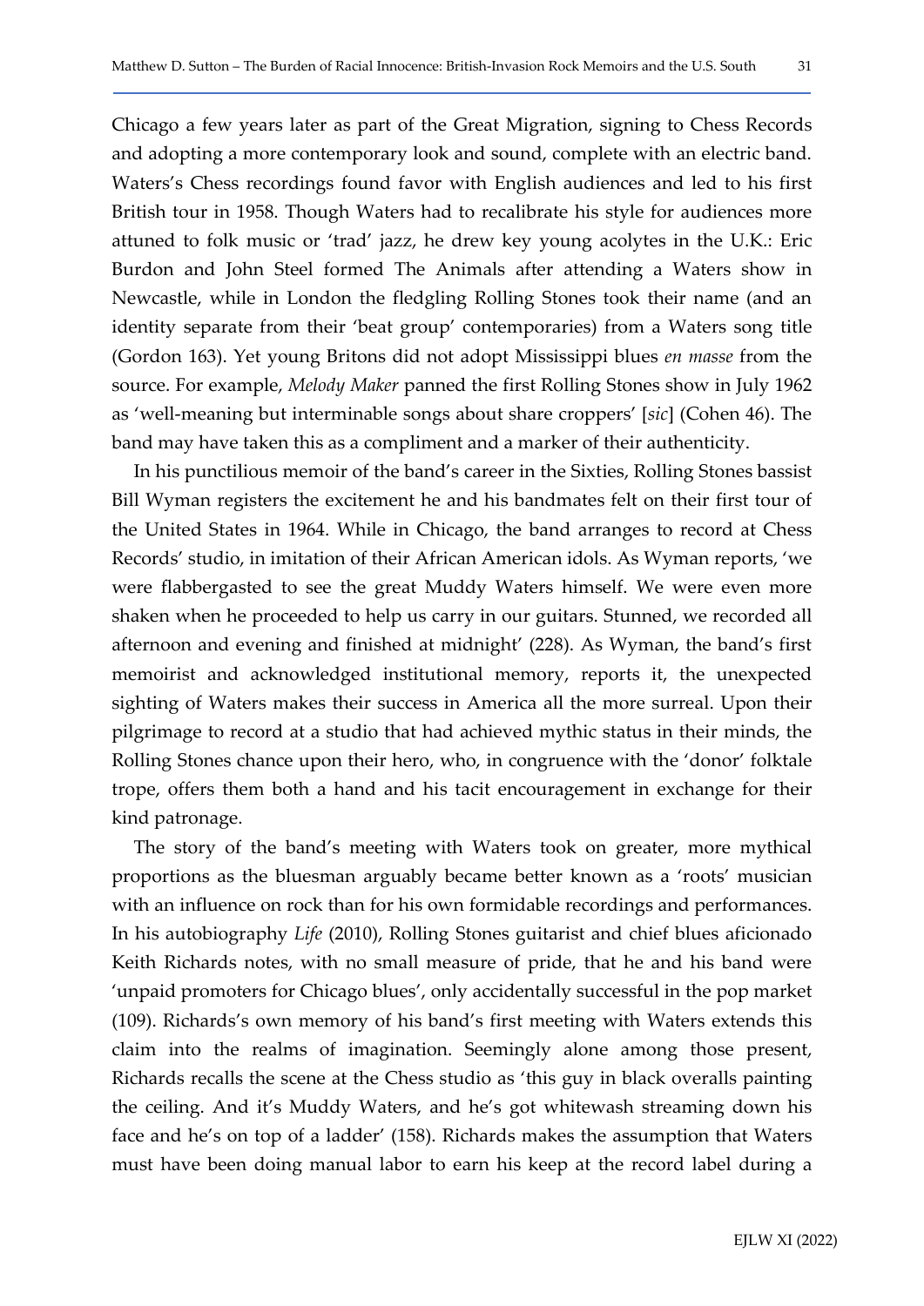Chicago a few years later as part of the Great Migration, signing to Chess Records and adopting a more contemporary look and sound, complete with an electric band. Waters's Chess recordings found favor with English audiences and led to his first British tour in 1958. Though Waters had to recalibrate his style for audiences more attuned to folk music or 'trad' jazz, he drew key young acolytes in the U.K.: Eric Burdon and John Steel formed The Animals after attending a Waters show in Newcastle, while in London the fledgling Rolling Stones took their name (and an identity separate from their 'beat group' contemporaries) from a Waters song title (Gordon 163). Yet young Britons did not adopt Mississippi blues *en masse* from the source. For example, *Melody Maker* panned the first Rolling Stones show in July 1962 as 'well-meaning but interminable songs about share croppers' [*sic*] (Cohen 46). The band may have taken this as a compliment and a marker of their authenticity.

In his punctilious memoir of the band's career in the Sixties, Rolling Stones bassist Bill Wyman registers the excitement he and his bandmates felt on their first tour of the United States in 1964. While in Chicago, the band arranges to record at Chess Records' studio, in imitation of their African American idols. As Wyman reports, 'we were flabbergasted to see the great Muddy Waters himself. We were even more shaken when he proceeded to help us carry in our guitars. Stunned, we recorded all afternoon and evening and finished at midnight' (228). As Wyman, the band's first memoirist and acknowledged institutional memory, reports it, the unexpected sighting of Waters makes their success in America all the more surreal. Upon their pilgrimage to record at a studio that had achieved mythic status in their minds, the Rolling Stones chance upon their hero, who, in congruence with the 'donor' folktale trope, offers them both a hand and his tacit encouragement in exchange for their kind patronage.

The story of the band's meeting with Waters took on greater, more mythical proportions as the bluesman arguably became better known as a 'roots' musician with an influence on rock than for his own formidable recordings and performances. In his autobiography *Life* (2010), Rolling Stones guitarist and chief blues aficionado Keith Richards notes, with no small measure of pride, that he and his band were 'unpaid promoters for Chicago blues', only accidentally successful in the pop market (109). Richards's own memory of his band's first meeting with Waters extends this claim into the realms of imagination. Seemingly alone among those present, Richards recalls the scene at the Chess studio as 'this guy in black overalls painting the ceiling. And it's Muddy Waters, and he's got whitewash streaming down his face and he's on top of a ladder' (158). Richards makes the assumption that Waters must have been doing manual labor to earn his keep at the record label during a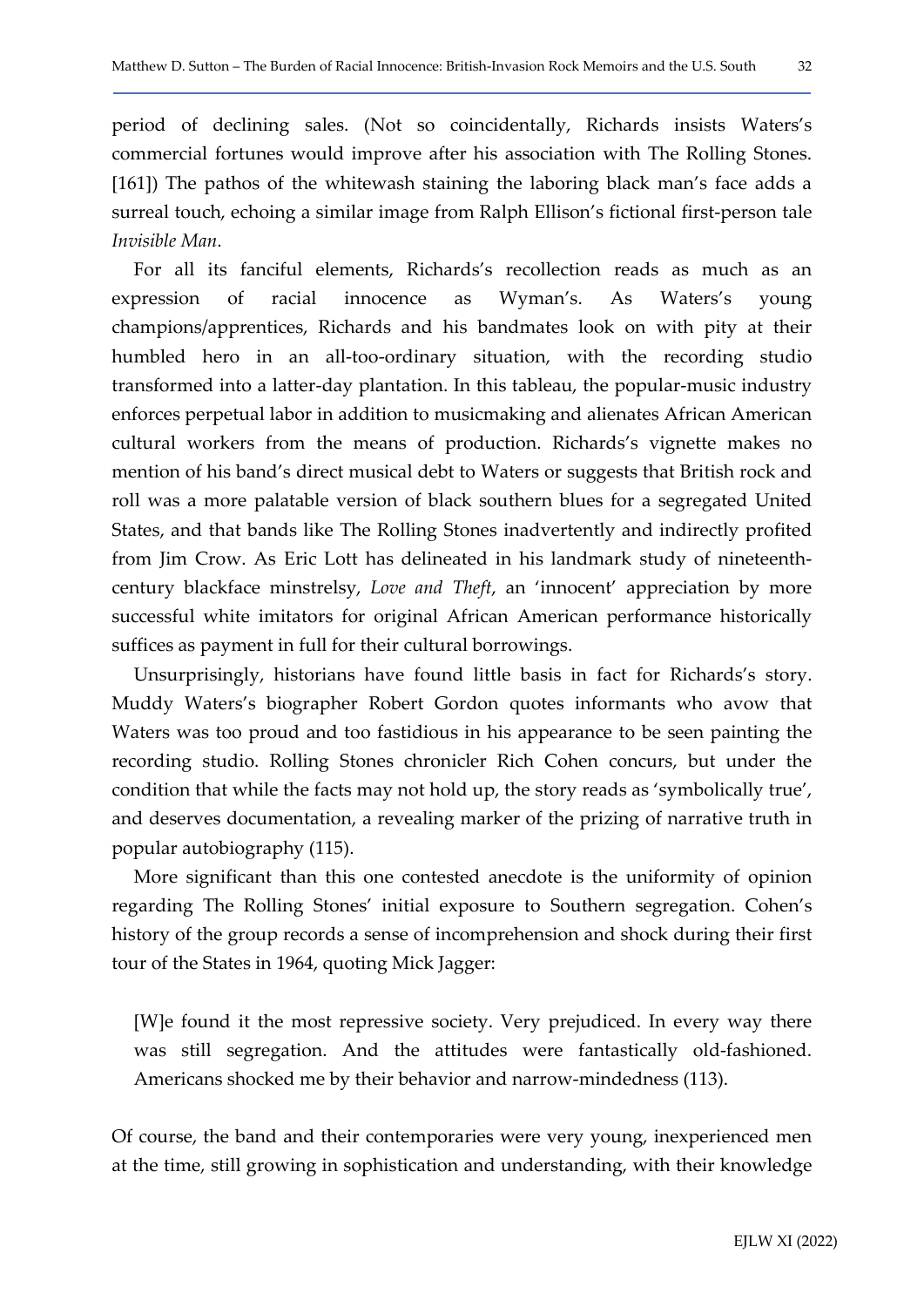period of declining sales. (Not so coincidentally, Richards insists Waters's commercial fortunes would improve after his association with The Rolling Stones. [161]) The pathos of the whitewash staining the laboring black man's face adds a surreal touch, echoing a similar image from Ralph Ellison's fictional first-person tale *Invisible Man*.

For all its fanciful elements, Richards's recollection reads as much as an expression of racial innocence as Wyman's. As Waters's young champions/apprentices, Richards and his bandmates look on with pity at their humbled hero in an all-too-ordinary situation, with the recording studio transformed into a latter-day plantation. In this tableau, the popular-music industry enforces perpetual labor in addition to musicmaking and alienates African American cultural workers from the means of production. Richards's vignette makes no mention of his band's direct musical debt to Waters or suggests that British rock and roll was a more palatable version of black southern blues for a segregated United States, and that bands like The Rolling Stones inadvertently and indirectly profited from Jim Crow. As Eric Lott has delineated in his landmark study of nineteenth-century blackface minstrelsy, *Love and Theft*, an 'innocent' appreciation by more successful white imitators for original African American performance historically suffices as payment in full for their cultural borrowings.

Unsurprisingly, historians have found little basis in fact for Richards's story. Muddy Waters's biographer Robert Gordon quotes informants who avow that Waters was too proud and too fastidious in his appearance to be seen painting the recording studio. Rolling Stones chronicler Rich Cohen concurs, but under the condition that while the facts may not hold up, the story reads as 'symbolically true', and deserves documentation, a revealing marker of the prizing of narrative truth in popular autobiography (115).

More significant than this one contested anecdote is the uniformity of opinion regarding The Rolling Stones' initial exposure to Southern segregation. Cohen's history of the group records a sense of incomprehension and shock during their first tour of the States in 1964, quoting Mick Jagger:

> [W]e found it the most repressive society. Very prejudiced. In every way there was still segregation. And the attitudes were fantastically old-fashioned. Americans shocked me by their behavior and narrow-mindedness (113).

Of course, the band and their contemporaries were very young, inexperienced men at the time, still growing in sophistication and understanding, with their knowledge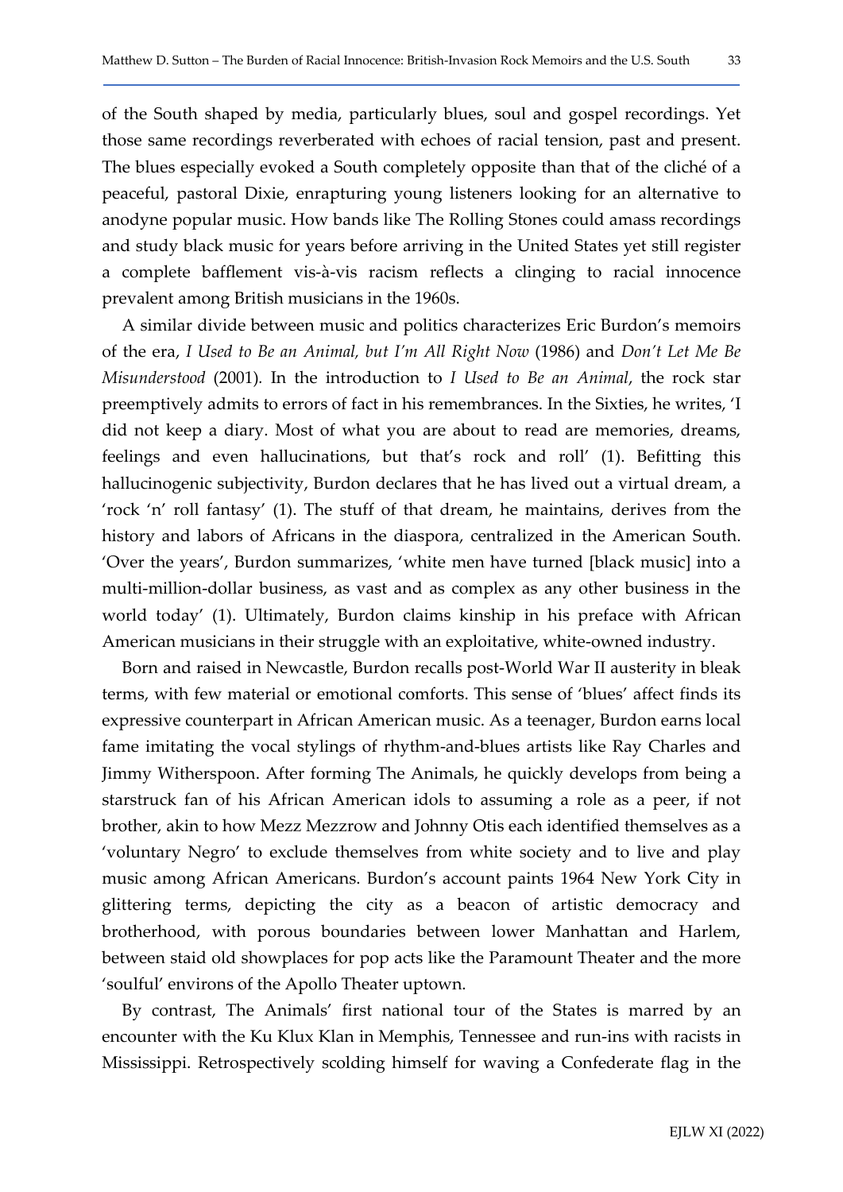of the South shaped by media, particularly blues, soul and gospel recordings. Yet those same recordings reverberated with echoes of racial tension, past and present. The blues especially evoked a South completely opposite than that of the cliché of a peaceful, pastoral Dixie, enrapturing young listeners looking for an alternative to anodyne popular music. How bands like The Rolling Stones could amass recordings and study black music for years before arriving in the United States yet still register a complete bafflement vis-à-vis racism reflects a clinging to racial innocence prevalent among British musicians in the 1960s.

A similar divide between music and politics characterizes Eric Burdon's memoirs of the era, *I Used to Be an Animal, but I'm All Right Now* (1986) and *Don't Let Me Be Misunderstood* (2001). In the introduction to *I Used to Be an Animal*, the rock star preemptively admits to errors of fact in his remembrances. In the Sixties, he writes, 'I did not keep a diary. Most of what you are about to read are memories, dreams, feelings and even hallucinations, but that's rock and roll' (1). Befitting this hallucinogenic subjectivity, Burdon declares that he has lived out a virtual dream, a 'rock 'n' roll fantasy' (1). The stuff of that dream, he maintains, derives from the history and labors of Africans in the diaspora, centralized in the American South. 'Over the years', Burdon summarizes, 'white men have turned [black music] into a multi-million-dollar business, as vast and as complex as any other business in the world today' (1). Ultimately, Burdon claims kinship in his preface with African American musicians in their struggle with an exploitative, white-owned industry.

Born and raised in Newcastle, Burdon recalls post-World War II austerity in bleak terms, with few material or emotional comforts. This sense of 'blues' affect finds its expressive counterpart in African American music. As a teenager, Burdon earns local fame imitating the vocal stylings of rhythm-and-blues artists like Ray Charles and Jimmy Witherspoon. After forming The Animals, he quickly develops from being a starstruck fan of his African American idols to assuming a role as a peer, if not brother, akin to how Mezz Mezzrow and Johnny Otis each identified themselves as a 'voluntary Negro' to exclude themselves from white society and to live and play music among African Americans. Burdon's account paints 1964 New York City in glittering terms, depicting the city as a beacon of artistic democracy and brotherhood, with porous boundaries between lower Manhattan and Harlem, between staid old showplaces for pop acts like the Paramount Theater and the more 'soulful' environs of the Apollo Theater uptown.

By contrast, The Animals' first national tour of the States is marred by an encounter with the Ku Klux Klan in Memphis, Tennessee and run-ins with racists in Mississippi. Retrospectively scolding himself for waving a Confederate flag in the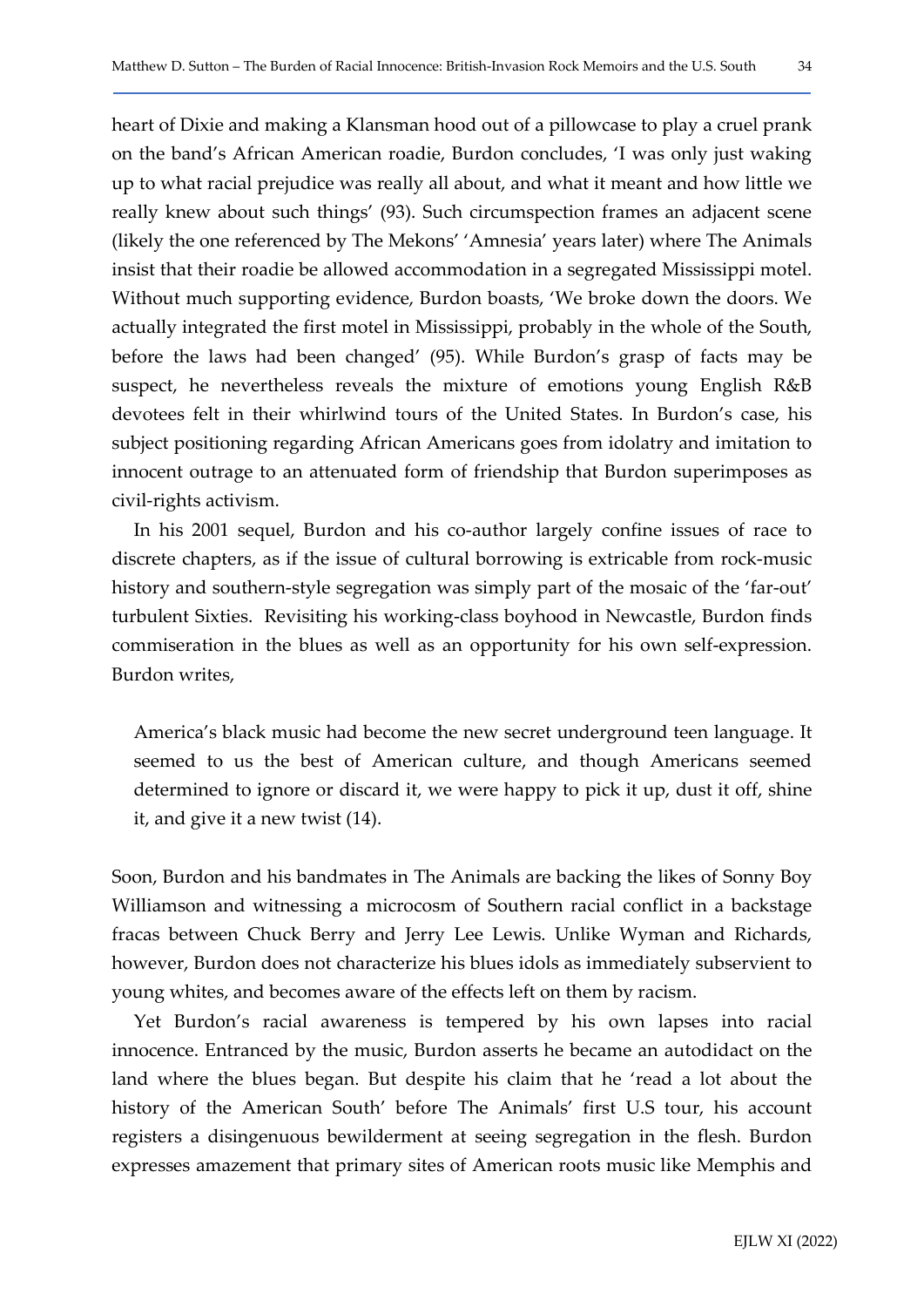heart of Dixie and making a Klansman hood out of a pillowcase to play a cruel prank on the band's African American roadie, Burdon concludes, 'I was only just waking up to what racial prejudice was really all about, and what it meant and how little we really knew about such things' (93). Such circumspection frames an adjacent scene (likely the one referenced by The Mekons' 'Amnesia' years later) where The Animals insist that their roadie be allowed accommodation in a segregated Mississippi motel. Without much supporting evidence, Burdon boasts, 'We broke down the doors. We actually integrated the first motel in Mississippi, probably in the whole of the South, before the laws had been changed' (95). While Burdon's grasp of facts may be suspect, he nevertheless reveals the mixture of emotions young English R&B devotees felt in their whirlwind tours of the United States. In Burdon's case, his subject positioning regarding African Americans goes from idolatry and imitation to innocent outrage to an attenuated form of friendship that Burdon superimposes as civil-rights activism.

In his 2001 sequel, Burdon and his co-author largely confine issues of race to discrete chapters, as if the issue of cultural borrowing is extricable from rock-music history and southern-style segregation was simply part of the mosaic of the 'far-out' turbulent Sixties. Revisiting his working-class boyhood in Newcastle, Burdon finds commiseration in the blues as well as an opportunity for his own self-expression. Burdon writes,

> America's black music had become the new secret underground teen language. It seemed to us the best of American culture, and though Americans seemed determined to ignore or discard it, we were happy to pick it up, dust it off, shine it, and give it a new twist (14).

Soon, Burdon and his bandmates in The Animals are backing the likes of Sonny Boy Williamson and witnessing a microcosm of Southern racial conflict in a backstage fracas between Chuck Berry and Jerry Lee Lewis. Unlike Wyman and Richards, however, Burdon does not characterize his blues idols as immediately subservient to young whites, and becomes aware of the effects left on them by racism.

Yet Burdon's racial awareness is tempered by his own lapses into racial innocence. Entranced by the music, Burdon asserts he became an autodidact on the land where the blues began. But despite his claim that he 'read a lot about the history of the American South' before The Animals' first U.S tour, his account registers a disingenuous bewilderment at seeing segregation in the flesh. Burdon expresses amazement that primary sites of American roots music like Memphis and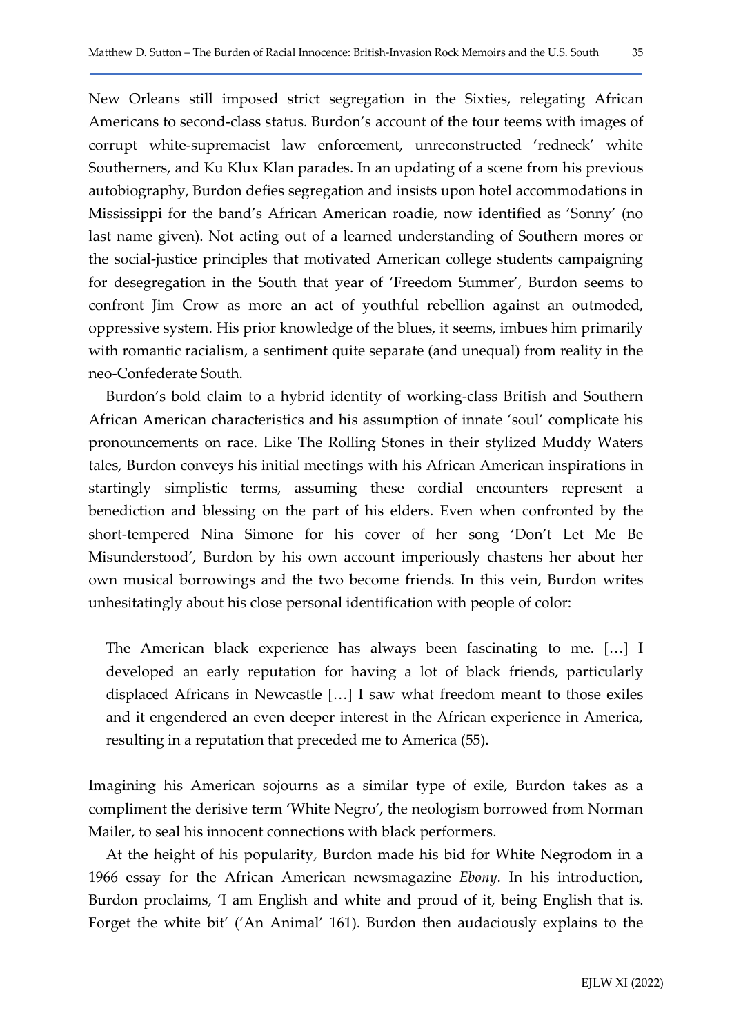New Orleans still imposed strict segregation in the Sixties, relegating African Americans to second-class status. Burdon's account of the tour teems with images of corrupt white-supremacist law enforcement, unreconstructed 'redneck' white Southerners, and Ku Klux Klan parades. In an updating of a scene from his previous autobiography, Burdon defies segregation and insists upon hotel accommodations in Mississippi for the band's African American roadie, now identified as 'Sonny' (no last name given). Not acting out of a learned understanding of Southern mores or the social-justice principles that motivated American college students campaigning for desegregation in the South that year of 'Freedom Summer', Burdon seems to confront Jim Crow as more an act of youthful rebellion against an outmoded, oppressive system. His prior knowledge of the blues, it seems, imbues him primarily with romantic racialism, a sentiment quite separate (and unequal) from reality in the neo-Confederate South.

Burdon's bold claim to a hybrid identity of working-class British and Southern African American characteristics and his assumption of innate 'soul' complicate his pronouncements on race. Like The Rolling Stones in their stylized Muddy Waters tales, Burdon conveys his initial meetings with his African American inspirations in startingly simplistic terms, assuming these cordial encounters represent a benediction and blessing on the part of his elders. Even when confronted by the short-tempered Nina Simone for his cover of her song 'Don't Let Me Be Misunderstood', Burdon by his own account imperiously chastens her about her own musical borrowings and the two become friends. In this vein, Burdon writes unhesitatingly about his close personal identification with people of color:

> The American black experience has always been fascinating to me. […] I developed an early reputation for having a lot of black friends, particularly displaced Africans in Newcastle […] I saw what freedom meant to those exiles and it engendered an even deeper interest in the African experience in America, resulting in a reputation that preceded me to America (55).

Imagining his American sojourns as a similar type of exile, Burdon takes as a compliment the derisive term 'White Negro', the neologism borrowed from Norman Mailer, to seal his innocent connections with black performers.

At the height of his popularity, Burdon made his bid for White Negrodom in a 1966 essay for the African American newsmagazine *Ebony*. In his introduction, Burdon proclaims, 'I am English and white and proud of it, being English that is. Forget the white bit' ('An Animal' 161). Burdon then audaciously explains to the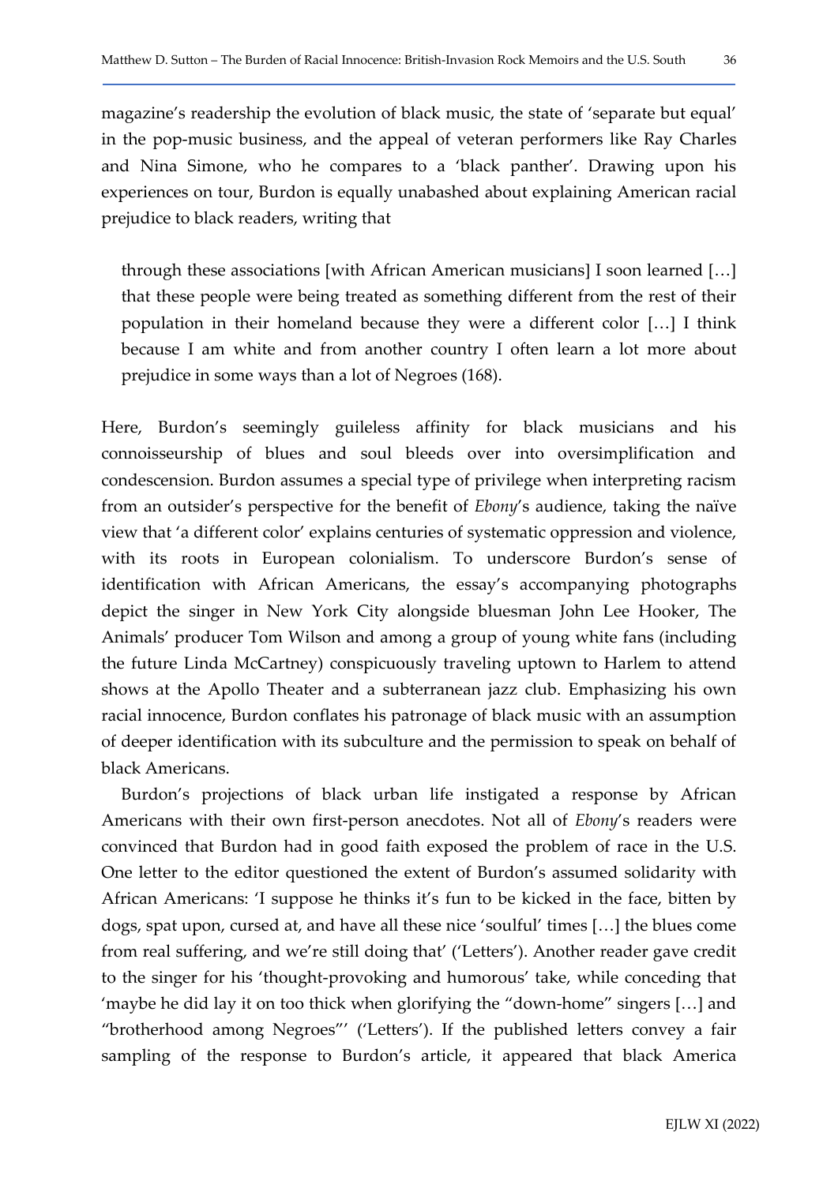magazine's readership the evolution of black music, the state of 'separate but equal' in the pop-music business, and the appeal of veteran performers like Ray Charles and Nina Simone, who he compares to a 'black panther'. Drawing upon his experiences on tour, Burdon is equally unabashed about explaining American racial prejudice to black readers, writing that

> through these associations [with African American musicians] I soon learned […] that these people were being treated as something different from the rest of their population in their homeland because they were a different color […] I think because I am white and from another country I often learn a lot more about prejudice in some ways than a lot of Negroes (168).

Here, Burdon's seemingly guileless affinity for black musicians and his connoisseurship of blues and soul bleeds over into oversimplification and condescension. Burdon assumes a special type of privilege when interpreting racism from an outsider's perspective for the benefit of *Ebony*'s audience, taking the naïve view that 'a different color' explains centuries of systematic oppression and violence, with its roots in European colonialism. To underscore Burdon's sense of identification with African Americans, the essay's accompanying photographs depict the singer in New York City alongside bluesman John Lee Hooker, The Animals' producer Tom Wilson and among a group of young white fans (including the future Linda McCartney) conspicuously traveling uptown to Harlem to attend shows at the Apollo Theater and a subterranean jazz club. Emphasizing his own racial innocence, Burdon conflates his patronage of black music with an assumption of deeper identification with its subculture and the permission to speak on behalf of black Americans.

Burdon's projections of black urban life instigated a response by African Americans with their own first-person anecdotes. Not all of *Ebony*'s readers were convinced that Burdon had in good faith exposed the problem of race in the U.S. One letter to the editor questioned the extent of Burdon's assumed solidarity with African Americans: 'I suppose he thinks it's fun to be kicked in the face, bitten by dogs, spat upon, cursed at, and have all these nice 'soulful' times […] the blues come from real suffering, and we're still doing that' ('Letters'). Another reader gave credit to the singer for his 'thought-provoking and humorous' take, while conceding that 'maybe he did lay it on too thick when glorifying the "down-home" singers […] and "brotherhood among Negroes"' ('Letters'). If the published letters convey a fair sampling of the response to Burdon's article, it appeared that black America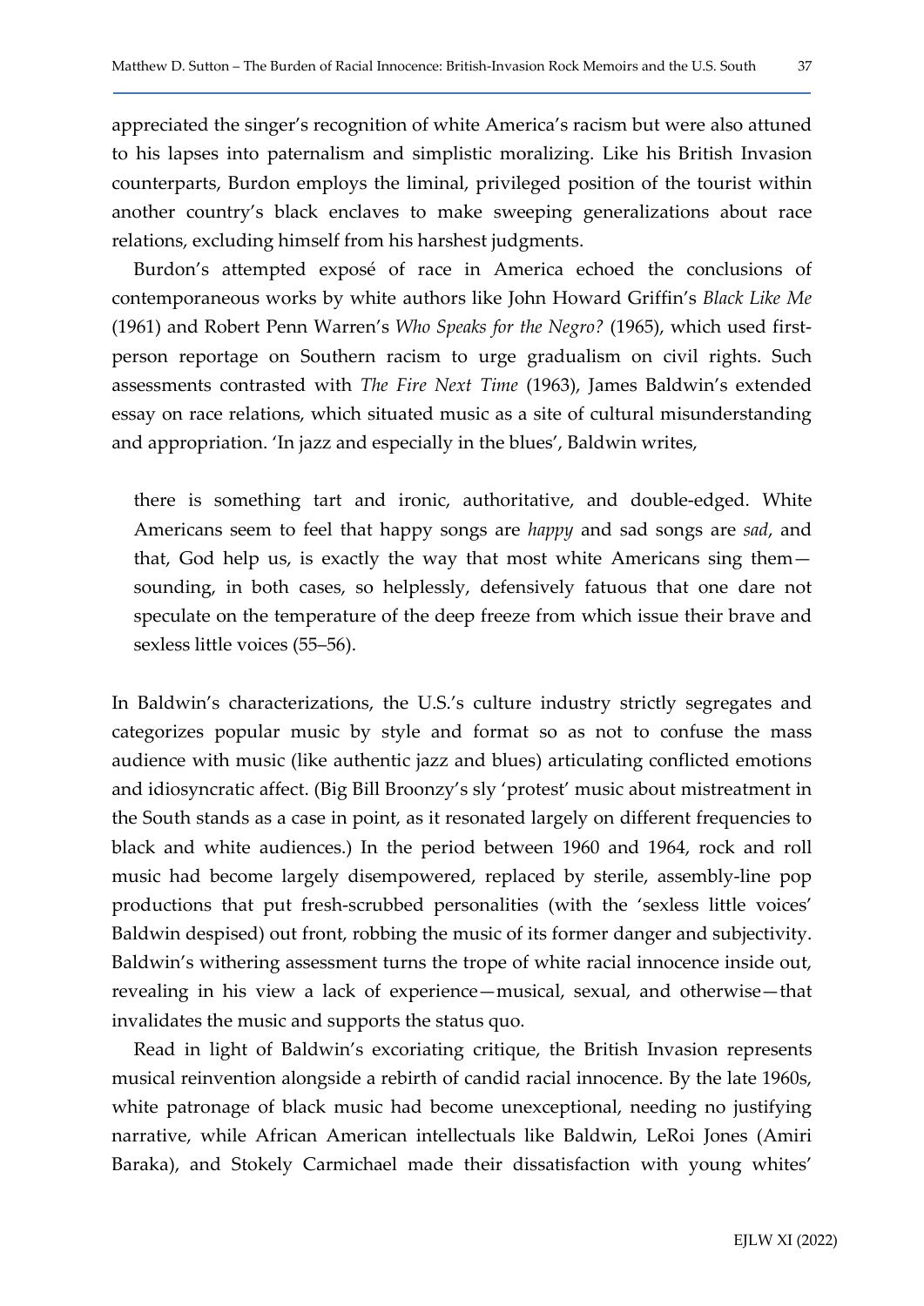appreciated the singer's recognition of white America's racism but were also attuned to his lapses into paternalism and simplistic moralizing. Like his British Invasion counterparts, Burdon employs the liminal, privileged position of the tourist within another country's black enclaves to make sweeping generalizations about race relations, excluding himself from his harshest judgments.

Burdon's attempted exposé of race in America echoed the conclusions of contemporaneous works by white authors like John Howard Griffin's *Black Like Me* (1961) and Robert Penn Warren's *Who Speaks for the Negro?* (1965), which used first-person reportage on Southern racism to urge gradualism on civil rights. Such assessments contrasted with *The Fire Next Time* (1963), James Baldwin's extended essay on race relations, which situated music as a site of cultural misunderstanding and appropriation. 'In jazz and especially in the blues', Baldwin writes,

> there is something tart and ironic, authoritative, and double-edged. White Americans seem to feel that happy songs are *happy* and sad songs are *sad*, and that, God help us, is exactly the way that most white Americans sing them—sounding, in both cases, so helplessly, defensively fatuous that one dare not speculate on the temperature of the deep freeze from which issue their brave and sexless little voices (55–56).

In Baldwin's characterizations, the U.S.'s culture industry strictly segregates and categorizes popular music by style and format so as not to confuse the mass audience with music (like authentic jazz and blues) articulating conflicted emotions and idiosyncratic affect. (Big Bill Broonzy's sly 'protest' music about mistreatment in the South stands as a case in point, as it resonated largely on different frequencies to black and white audiences.) In the period between 1960 and 1964, rock and roll music had become largely disempowered, replaced by sterile, assembly-line pop productions that put fresh-scrubbed personalities (with the 'sexless little voices' Baldwin despised) out front, robbing the music of its former danger and subjectivity. Baldwin's withering assessment turns the trope of white racial innocence inside out, revealing in his view a lack of experience—musical, sexual, and otherwise—that invalidates the music and supports the status quo.

Read in light of Baldwin's excoriating critique, the British Invasion represents musical reinvention alongside a rebirth of candid racial innocence. By the late 1960s, white patronage of black music had become unexceptional, needing no justifying narrative, while African American intellectuals like Baldwin, LeRoi Jones (Amiri Baraka), and Stokely Carmichael made their dissatisfaction with young whites'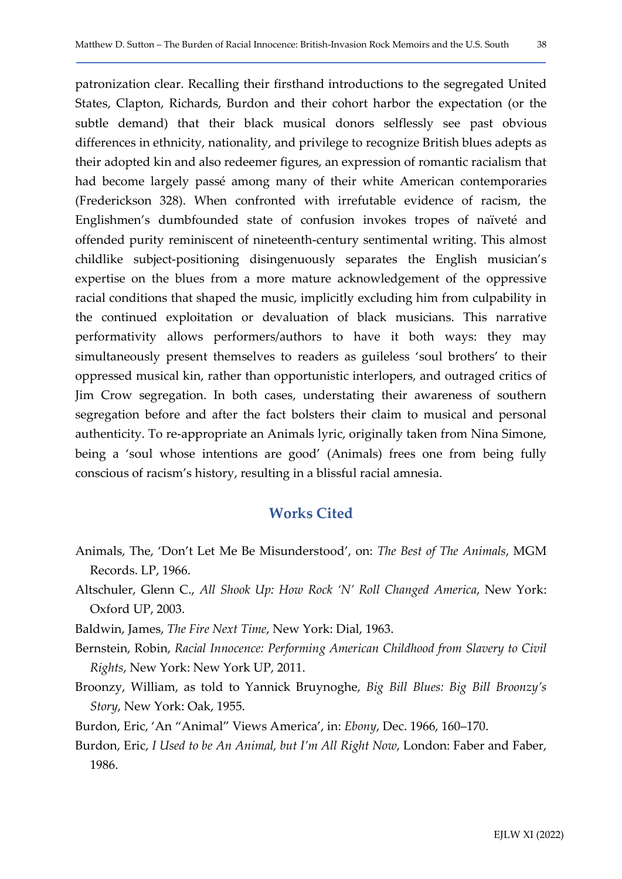patronization clear. Recalling their firsthand introductions to the segregated United States, Clapton, Richards, Burdon and their cohort harbor the expectation (or the subtle demand) that their black musical donors selflessly see past obvious differences in ethnicity, nationality, and privilege to recognize British blues adepts as their adopted kin and also redeemer figures, an expression of romantic racialism that had become largely passé among many of their white American contemporaries (Frederickson 328). When confronted with irrefutable evidence of racism, the Englishmen's dumbfounded state of confusion invokes tropes of naïveté and offended purity reminiscent of nineteenth-century sentimental writing. This almost childlike subject-positioning disingenuously separates the English musician's expertise on the blues from a more mature acknowledgement of the oppressive racial conditions that shaped the music, implicitly excluding him from culpability in the continued exploitation or devaluation of black musicians. This narrative performativity allows performers/authors to have it both ways: they may simultaneously present themselves to readers as guileless 'soul brothers' to their oppressed musical kin, rather than opportunistic interlopers, and outraged critics of Jim Crow segregation. In both cases, understating their awareness of southern segregation before and after the fact bolsters their claim to musical and personal authenticity. To re-appropriate an Animals lyric, originally taken from Nina Simone, being a 'soul whose intentions are good' (Animals) frees one from being fully conscious of racism's history, resulting in a blissful racial amnesia.

## Works Cited

Animals, The, 'Don't Let Me Be Misunderstood', on: *The Best of The Animals*, MGM Records. LP, 1966.

Altschuler, Glenn C., *All Shook Up: How Rock 'N' Roll Changed America*, New York: Oxford UP, 2003.

Baldwin, James, *The Fire Next Time*, New York: Dial, 1963.

Bernstein, Robin, *Racial Innocence: Performing American Childhood from Slavery to Civil Rights*, New York: New York UP, 2011.

Broonzy, William, as told to Yannick Bruynoghe, *Big Bill Blues: Big Bill Broonzy's Story*, New York: Oak, 1955.

Burdon, Eric, 'An "Animal" Views America', in: *Ebony*, Dec. 1966, 160–170.

Burdon, Eric, *I Used to be An Animal, but I'm All Right Now*, London: Faber and Faber, 1986.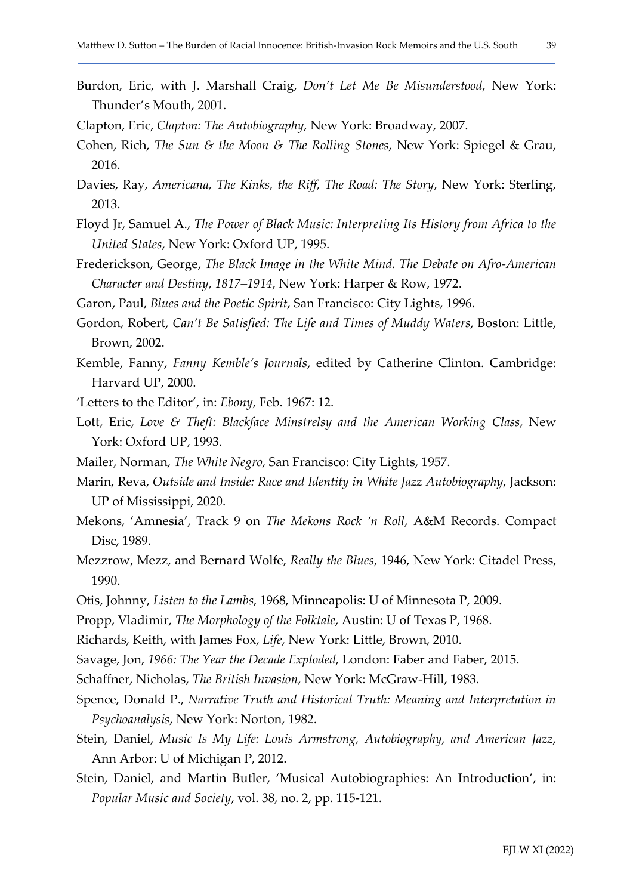Burdon, Eric, with J. Marshall Craig, *Don't Let Me Be Misunderstood*, New York: Thunder's Mouth, 2001.

Clapton, Eric, *Clapton: The Autobiography*, New York: Broadway, 2007.

Cohen, Rich, *The Sun & the Moon & The Rolling Stones*, New York: Spiegel & Grau, 2016.

Davies, Ray, *Americana, The Kinks, the Riff, The Road: The Story*, New York: Sterling, 2013.

Floyd Jr, Samuel A., *The Power of Black Music: Interpreting Its History from Africa to the United States*, New York: Oxford UP, 1995.

Frederickson, George, *The Black Image in the White Mind. The Debate on Afro-American Character and Destiny, 1817–1914*, New York: Harper & Row, 1972.

Garon, Paul, *Blues and the Poetic Spirit*, San Francisco: City Lights, 1996.

Gordon, Robert, *Can't Be Satisfied: The Life and Times of Muddy Waters*, Boston: Little, Brown, 2002.

Kemble, Fanny, *Fanny Kemble's Journals*, edited by Catherine Clinton. Cambridge: Harvard UP, 2000.

'Letters to the Editor', in: *Ebony*, Feb. 1967: 12.

Lott, Eric, *Love & Theft: Blackface Minstrelsy and the American Working Class*, New York: Oxford UP, 1993.

Mailer, Norman, *The White Negro*, San Francisco: City Lights, 1957.

Marin, Reva, *Outside and Inside: Race and Identity in White Jazz Autobiography*, Jackson: UP of Mississippi, 2020.

Mekons, 'Amnesia', Track 9 on *The Mekons Rock 'n Roll*, A&M Records. Compact Disc, 1989.

Mezzrow, Mezz, and Bernard Wolfe, *Really the Blues*, 1946, New York: Citadel Press, 1990.

Otis, Johnny, *Listen to the Lambs*, 1968, Minneapolis: U of Minnesota P, 2009.

Propp, Vladimir, *The Morphology of the Folktale*, Austin: U of Texas P, 1968.

Richards, Keith, with James Fox, *Life*, New York: Little, Brown, 2010.

Savage, Jon, *1966: The Year the Decade Exploded*, London: Faber and Faber, 2015.

Schaffner, Nicholas, *The British Invasion*, New York: McGraw-Hill, 1983.

Spence, Donald P., *Narrative Truth and Historical Truth: Meaning and Interpretation in Psychoanalysis*, New York: Norton, 1982.

Stein, Daniel, *Music Is My Life: Louis Armstrong, Autobiography, and American Jazz*, Ann Arbor: U of Michigan P, 2012.

Stein, Daniel, and Martin Butler, 'Musical Autobiographies: An Introduction', in: *Popular Music and Society*, vol. 38, no. 2, pp. 115-121.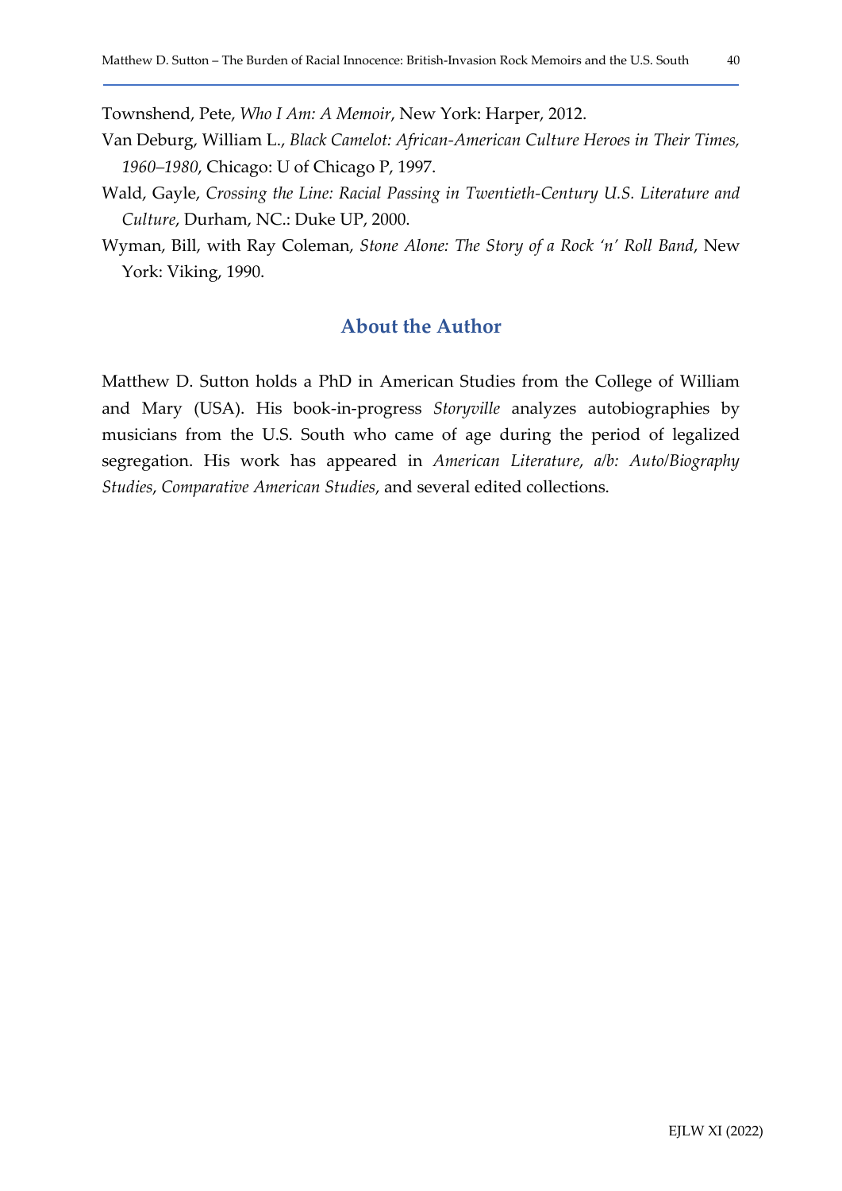Townshend, Pete, *Who I Am: A Memoir*, New York: Harper, 2012.

Van Deburg, William L., *Black Camelot: African-American Culture Heroes in Their Times, 1960–1980*, Chicago: U of Chicago P, 1997.

Wald, Gayle, *Crossing the Line: Racial Passing in Twentieth-Century U.S. Literature and Culture*, Durham, NC.: Duke UP, 2000.

Wyman, Bill, with Ray Coleman, *Stone Alone: The Story of a Rock 'n' Roll Band*, New York: Viking, 1990.

## About the Author

Matthew D. Sutton holds a PhD in American Studies from the College of William and Mary (USA). His book-in-progress *Storyville* analyzes autobiographies by musicians from the U.S. South who came of age during the period of legalized segregation. His work has appeared in *American Literature*, *a/b: Auto/Biography Studies*, *Comparative American Studies*, and several edited collections.